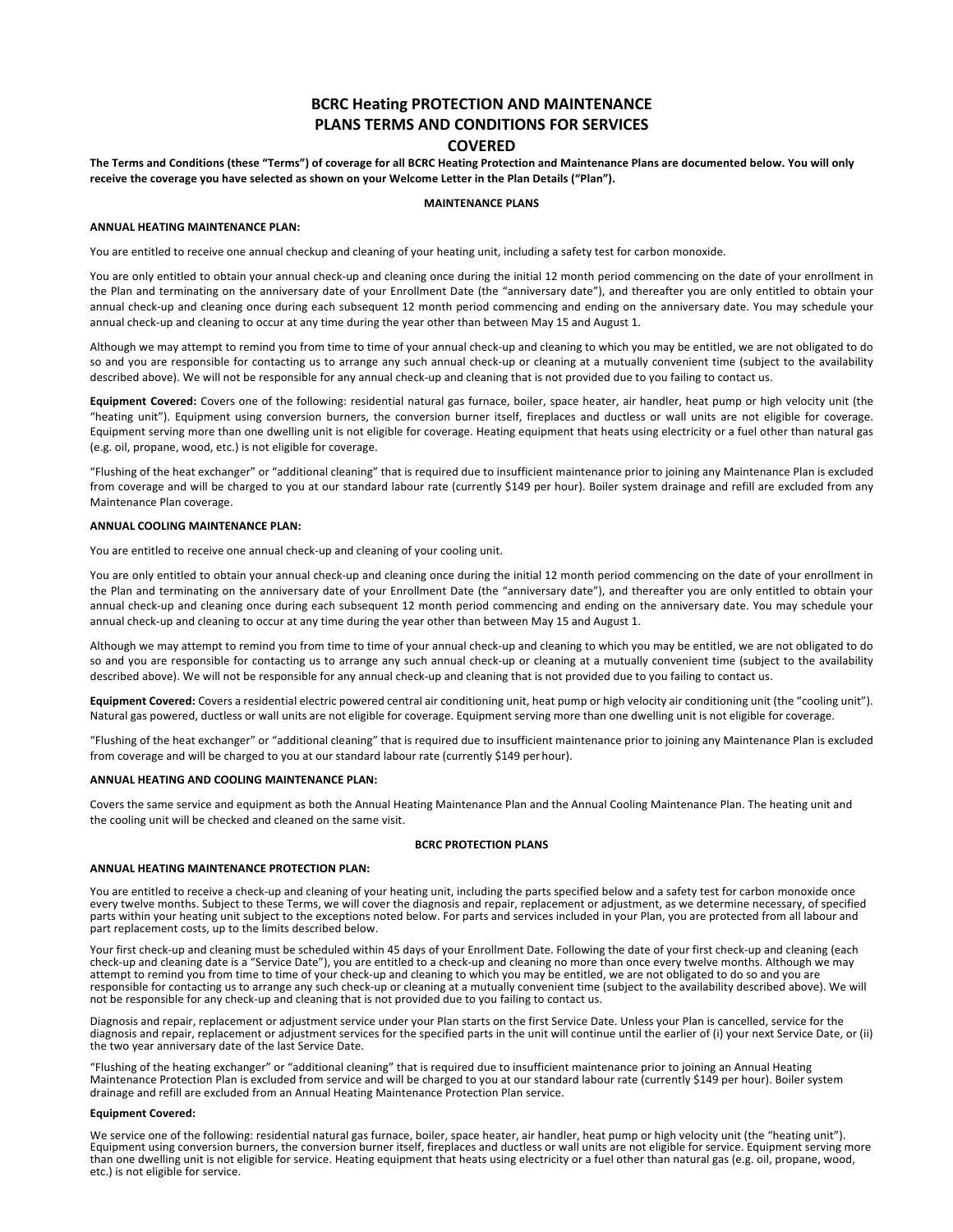# BCRC Heating PROTECTION AND MAINTENANCE PLANS TERMS AND CONDITIONS FOR SERVICES COVERED

**The Terms and Conditions (these "Terms") of coverage for all BCRC Heating Protection and Maintenance Plans are documented below. You will only receive the coverage you have selected as shown on your Welcome Letter in the Plan Details ("Plan").**

## MAINTENANCE PLANS

### ANNUAL HEATING MAINTENANCE PLAN:

You are entitled to receive one annual checkup and cleaning of your heating unit, including a safety test for carbon monoxide.

You are only entitled to obtain your annual check-up and cleaning once during the initial 12 month period commencing on the date of your enrollment in the Plan and terminating on the anniversary date of your Enrollment Date (the "anniversary date"), and thereafter you are only entitled to obtain your annual check-up and cleaning once during each subsequent 12 month period commencing and ending on the anniversary date. You may schedule your annual check-up and cleaning to occur at any time during the year other than between May 15 and August 1.

Although we may attempt to remind you from time to time of your annual check-up and cleaning to which you may be entitled, we are not obligated to do so and you are responsible for contacting us to arrange any such annual check-up or cleaning at a mutually convenient time (subject to the availability described above). We will not be responsible for any annual check-up and cleaning that is not provided due to you failing to contact us.

**Equipment Covered:** Covers one of the following: residential natural gas furnace, boiler, space heater, air handler, heat pump or high velocity unit (the "heating unit"). Equipment using conversion burners, the conversion burner itself, fireplaces and ductless or wall units are not eligible for coverage. Equipment serving more than one dwelling unit is not eligible for coverage. Heating equipment that heats using electricity or a fuel other than natural gas (e.g. oil, propane, wood, etc.) is not eligible for coverage.

"Flushing of the heat exchanger" or "additional cleaning" that is required due to insufficient maintenance prior to joining any Maintenance Plan is excluded from coverage and will be charged to you at our standard labour rate (currently $149 per hour). Boiler system drainage and refill are excluded from any Maintenance Plan coverage.

### ANNUAL COOLING MAINTENANCE PLAN:

You are entitled to receive one annual check-up and cleaning of your cooling unit.

You are only entitled to obtain your annual check-up and cleaning once during the initial 12 month period commencing on the date of your enrollment in the Plan and terminating on the anniversary date of your Enrollment Date (the "anniversary date"), and thereafter you are only entitled to obtain your annual check-up and cleaning once during each subsequent 12 month period commencing and ending on the anniversary date. You may schedule your annual check-up and cleaning to occur at any time during the year other than between May 15 and August 1.

Although we may attempt to remind you from time to time of your annual check-up and cleaning to which you may be entitled, we are not obligated to do so and you are responsible for contacting us to arrange any such annual check-up or cleaning at a mutually convenient time (subject to the availability described above). We will not be responsible for any annual check-up and cleaning that is not provided due to you failing to contact us.

**Equipment Covered:** Covers a residential electric powered central air conditioning unit, heat pump or high velocity air conditioning unit (the "cooling unit"). Natural gas powered, ductless or wall units are not eligible for coverage. Equipment serving more than one dwelling unit is not eligible for coverage.

"Flushing of the heat exchanger" or "additional cleaning" that is required due to insufficient maintenance prior to joining any Maintenance Plan is excluded from coverage and will be charged to you at our standard labour rate (currently $149 per hour).

### ANNUAL HEATING AND COOLING MAINTENANCE PLAN:

Covers the same service and equipment as both the Annual Heating Maintenance Plan and the Annual Cooling Maintenance Plan. The heating unit and the cooling unit will be checked and cleaned on the same visit.

## BCRC PROTECTION PLANS

### ANNUAL HEATING MAINTENANCE PROTECTION PLAN:

You are entitled to receive a check-up and cleaning of your heating unit, including the parts specified below and a safety test for carbon monoxide once every twelve months. Subject to these Terms, we will cover the diagnosis and repair, replacement or adjustment, as we determine necessary, of specified parts within your heating unit subject to the exceptions noted below. For parts and services included in your Plan, you are protected from all labour and part replacement costs, up to the limits described below.

Your first check-up and cleaning must be scheduled within 45 days of your Enrollment Date. Following the date of your first check-up and cleaning (each check-up and cleaning date is a "Service Date"), you are entitled to a check-up and cleaning no more than once every twelve months. Although we may attempt to remind you from time to time of your check-up and cleaning to which you may be entitled, we are not obligated to do so and you are responsible for contacting us to arrange any such check-up or cleaning at a mutually convenient time (subject to the availability described above). We will not be responsible for any check-up and cleaning that is not provided due to you failing to contact us.

Diagnosis and repair, replacement or adjustment service under your Plan starts on the first Service Date. Unless your Plan is cancelled, service for the diagnosis and repair, replacement or adjustment services for the specified parts in the unit will continue until the earlier of (i) your next Service Date, or (ii) the two year anniversary date of the last Service Date.

"Flushing of the heating exchanger" or "additional cleaning" that is required due to insufficient maintenance prior to joining an Annual Heating Maintenance Protection Plan is excluded from service and will be charged to you at our standard labour rate (currently $149 per hour). Boiler system drainage and refill are excluded from an Annual Heating Maintenance Protection Plan service.

**Equipment Covered:**

We service one of the following: residential natural gas furnace, boiler, space heater, air handler, heat pump or high velocity unit (the "heating unit"). Equipment using conversion burners, the conversion burner itself, fireplaces and ductless or wall units are not eligible for service. Equipment serving more than one dwelling unit is not eligible for service. Heating equipment that heats using electricity or a fuel other than natural gas (e.g. oil, propane, wood, etc.) is not eligible for service.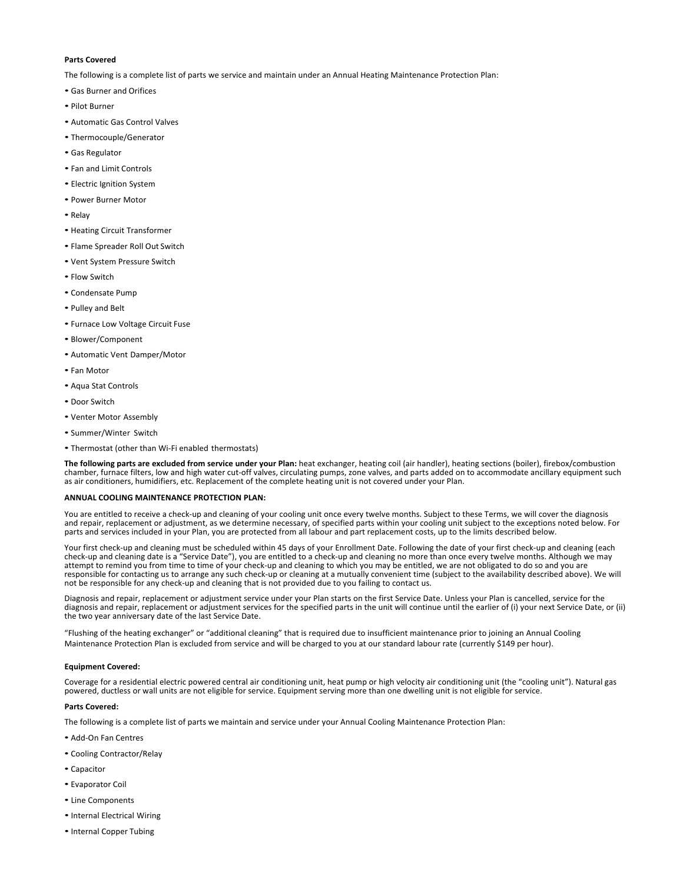**Parts Covered**

The following is a complete list of parts we service and maintain under an Annual Heating Maintenance Protection Plan:

- Gas Burner and Orifices
- Pilot Burner
- Automatic Gas Control Valves
- Thermocouple/Generator
- Gas Regulator
- Fan and Limit Controls
- Electric Ignition System
- Power Burner Motor
- Relay
- Heating Circuit Transformer
- Flame Spreader Roll Out Switch
- Vent System Pressure Switch
- Flow Switch
- Condensate Pump
- Pulley and Belt
- Furnace Low Voltage Circuit Fuse
- Blower/Component
- Automatic Vent Damper/Motor
- Fan Motor
- Aqua Stat Controls
- Door Switch
- Venter Motor Assembly
- Summer/Winter Switch
- Thermostat (other than Wi-Fi enabled thermostats)

**The following parts are excluded from service under your Plan:** heat exchanger, heating coil (air handler), heating sections (boiler), firebox/combustion chamber, furnace filters, low and high water cut-off valves, circulating pumps, zone valves, and parts added on to accommodate ancillary equipment such as air conditioners, humidifiers, etc. Replacement of the complete heating unit is not covered under your Plan.

**ANNUAL COOLING MAINTENANCE PROTECTION PLAN:**

You are entitled to receive a check-up and cleaning of your cooling unit once every twelve months. Subject to these Terms, we will cover the diagnosis and repair, replacement or adjustment, as we determine necessary, of specified parts within your cooling unit subject to the exceptions noted below. For parts and services included in your Plan, you are protected from all labour and part replacement costs, up to the limits described below.

Your first check-up and cleaning must be scheduled within 45 days of your Enrollment Date. Following the date of your first check-up and cleaning (each check-up and cleaning date is a "Service Date"), you are entitled to a check-up and cleaning no more than once every twelve months. Although we may attempt to remind you from time to time of your check-up and cleaning to which you may be entitled, we are not obligated to do so and you are responsible for contacting us to arrange any such check-up or cleaning at a mutually convenient time (subject to the availability described above). We will not be responsible for any check-up and cleaning that is not provided due to you failing to contact us.

Diagnosis and repair, replacement or adjustment service under your Plan starts on the first Service Date. Unless your Plan is cancelled, service for the diagnosis and repair, replacement or adjustment services for the specified parts in the unit will continue until the earlier of (i) your next Service Date, or (ii) the two year anniversary date of the last Service Date.

"Flushing of the heating exchanger" or "additional cleaning" that is required due to insufficient maintenance prior to joining an Annual Cooling Maintenance Protection Plan is excluded from service and will be charged to you at our standard labour rate (currently $149 per hour).

**Equipment Covered:**

Coverage for a residential electric powered central air conditioning unit, heat pump or high velocity air conditioning unit (the "cooling unit"). Natural gas powered, ductless or wall units are not eligible for service. Equipment serving more than one dwelling unit is not eligible for service.

**Parts Covered:**

The following is a complete list of parts we maintain and service under your Annual Cooling Maintenance Protection Plan:

- Add-On Fan Centres
- Cooling Contractor/Relay
- Capacitor
- Evaporator Coil
- Line Components
- Internal Electrical Wiring
- Internal Copper Tubing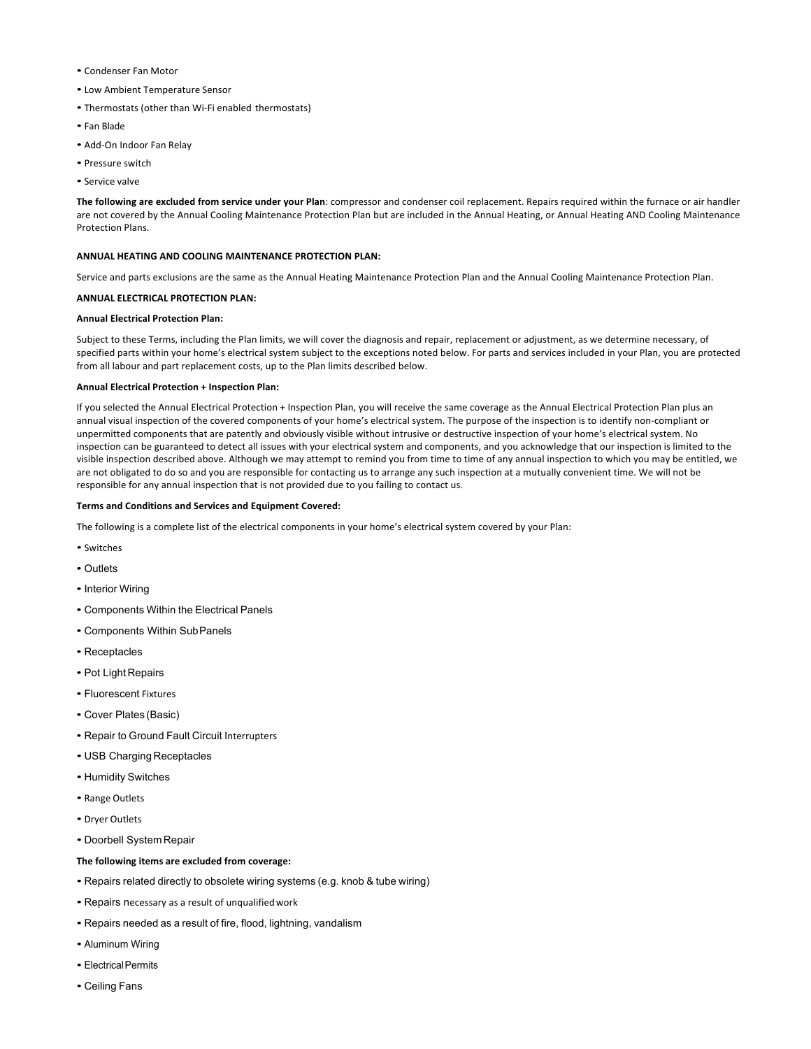- Condenser Fan Motor
- Low Ambient Temperature Sensor
- Thermostats (other than Wi-Fi enabled thermostats)
- Fan Blade
- Add-On Indoor Fan Relay
- Pressure switch
- Service valve

**The following are excluded from service under your Plan**: compressor and condenser coil replacement. Repairs required within the furnace or air handler are not covered by the Annual Cooling Maintenance Protection Plan but are included in the Annual Heating, or Annual Heating AND Cooling Maintenance Protection Plans.

**ANNUAL HEATING AND COOLING MAINTENANCE PROTECTION PLAN:**

Service and parts exclusions are the same as the Annual Heating Maintenance Protection Plan and the Annual Cooling Maintenance Protection Plan.

**ANNUAL ELECTRICAL PROTECTION PLAN:**

**Annual Electrical Protection Plan:**

Subject to these Terms, including the Plan limits, we will cover the diagnosis and repair, replacement or adjustment, as we determine necessary, of specified parts within your home's electrical system subject to the exceptions noted below. For parts and services included in your Plan, you are protected from all labour and part replacement costs, up to the Plan limits described below.

**Annual Electrical Protection + Inspection Plan:**

If you selected the Annual Electrical Protection + Inspection Plan, you will receive the same coverage as the Annual Electrical Protection Plan plus an annual visual inspection of the covered components of your home's electrical system. The purpose of the inspection is to identify non-compliant or unpermitted components that are patently and obviously visible without intrusive or destructive inspection of your home's electrical system. No inspection can be guaranteed to detect all issues with your electrical system and components, and you acknowledge that our inspection is limited to the visible inspection described above. Although we may attempt to remind you from time to time of any annual inspection to which you may be entitled, we are not obligated to do so and you are responsible for contacting us to arrange any such inspection at a mutually convenient time. We will not be responsible for any annual inspection that is not provided due to you failing to contact us.

**Terms and Conditions and Services and Equipment Covered:**

The following is a complete list of the electrical components in your home's electrical system covered by your Plan:

- Switches
- Outlets
- Interior Wiring
- Components Within the Electrical Panels
- Components Within SubPanels
- Receptacles
- Pot Light Repairs
- Fluorescent Fixtures
- Cover Plates (Basic)
- Repair to Ground Fault Circuit Interrupters
- USB Charging Receptacles
- Humidity Switches
- Range Outlets
- Dryer Outlets
- Doorbell System Repair

**The following items are excluded from coverage:**

- Repairs related directly to obsolete wiring systems (e.g. knob & tube wiring)
- Repairs necessary as a result of unqualified work
- Repairs needed as a result of fire, flood, lightning, vandalism
- Aluminum Wiring
- Electrical Permits
- Ceiling Fans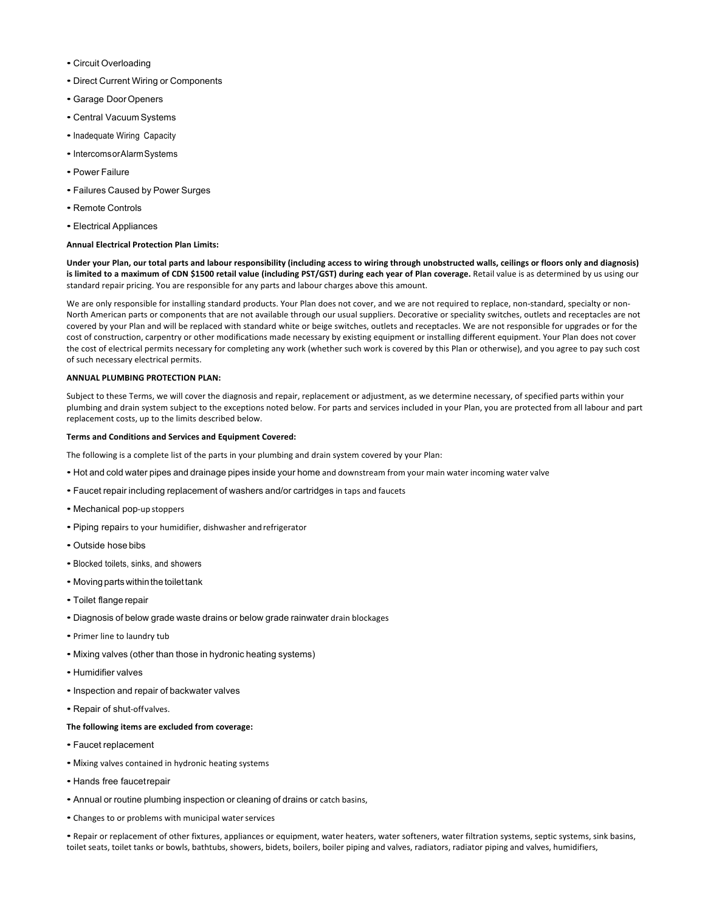- Circuit Overloading
- Direct Current Wiring or Components
- Garage Door Openers
- Central Vacuum Systems
- Inadequate Wiring Capacity
- Intercoms or Alarm Systems
- Power Failure
- Failures Caused by Power Surges
- Remote Controls
- Electrical Appliances

**Annual Electrical Protection Plan Limits:**

**Under your Plan, our total parts and labour responsibility (including access to wiring through unobstructed walls, ceilings or floors only and diagnosis) is limited to a maximum of CDN $1500 retail value (including PST/GST) during each year of Plan coverage.** Retail value is as determined by us using our standard repair pricing. You are responsible for any parts and labour charges above this amount.

We are only responsible for installing standard products. Your Plan does not cover, and we are not required to replace, non-standard, specialty or non-North American parts or components that are not available through our usual suppliers. Decorative or speciality switches, outlets and receptacles are not covered by your Plan and will be replaced with standard white or beige switches, outlets and receptacles. We are not responsible for upgrades or for the cost of construction, carpentry or other modifications made necessary by existing equipment or installing different equipment. Your Plan does not cover the cost of electrical permits necessary for completing any work (whether such work is covered by this Plan or otherwise), and you agree to pay such cost of such necessary electrical permits.

**ANNUAL PLUMBING PROTECTION PLAN:**

Subject to these Terms, we will cover the diagnosis and repair, replacement or adjustment, as we determine necessary, of specified parts within your plumbing and drain system subject to the exceptions noted below. For parts and services included in your Plan, you are protected from all labour and part replacement costs, up to the limits described below.

**Terms and Conditions and Services and Equipment Covered:**

The following is a complete list of the parts in your plumbing and drain system covered by your Plan:

- Hot and cold water pipes and drainage pipes inside your home and downstream from your main water incoming water valve
- Faucet repair including replacement of washers and/or cartridges in taps and faucets
- Mechanical pop-up stoppers
- Piping repairs to your humidifier, dishwasher and refrigerator
- Outside hose bibs
- Blocked toilets, sinks, and showers
- Moving parts within the toilet tank
- Toilet flange repair
- Diagnosis of below grade waste drains or below grade rainwater drain blockages
- Primer line to laundry tub
- Mixing valves (other than those in hydronic heating systems)
- Humidifier valves
- Inspection and repair of backwater valves
- Repair of shut-off valves.

**The following items are excluded from coverage:**

- Faucet replacement
- Mixing valves contained in hydronic heating systems
- Hands free faucet repair
- Annual or routine plumbing inspection or cleaning of drains or catch basins,
- Changes to or problems with municipal water services
- Repair or replacement of other fixtures, appliances or equipment, water heaters, water softeners, water filtration systems, septic systems, sink basins, toilet seats, toilet tanks or bowls, bathtubs, showers, bidets, boilers, boiler piping and valves, radiators, radiator piping and valves, humidifiers,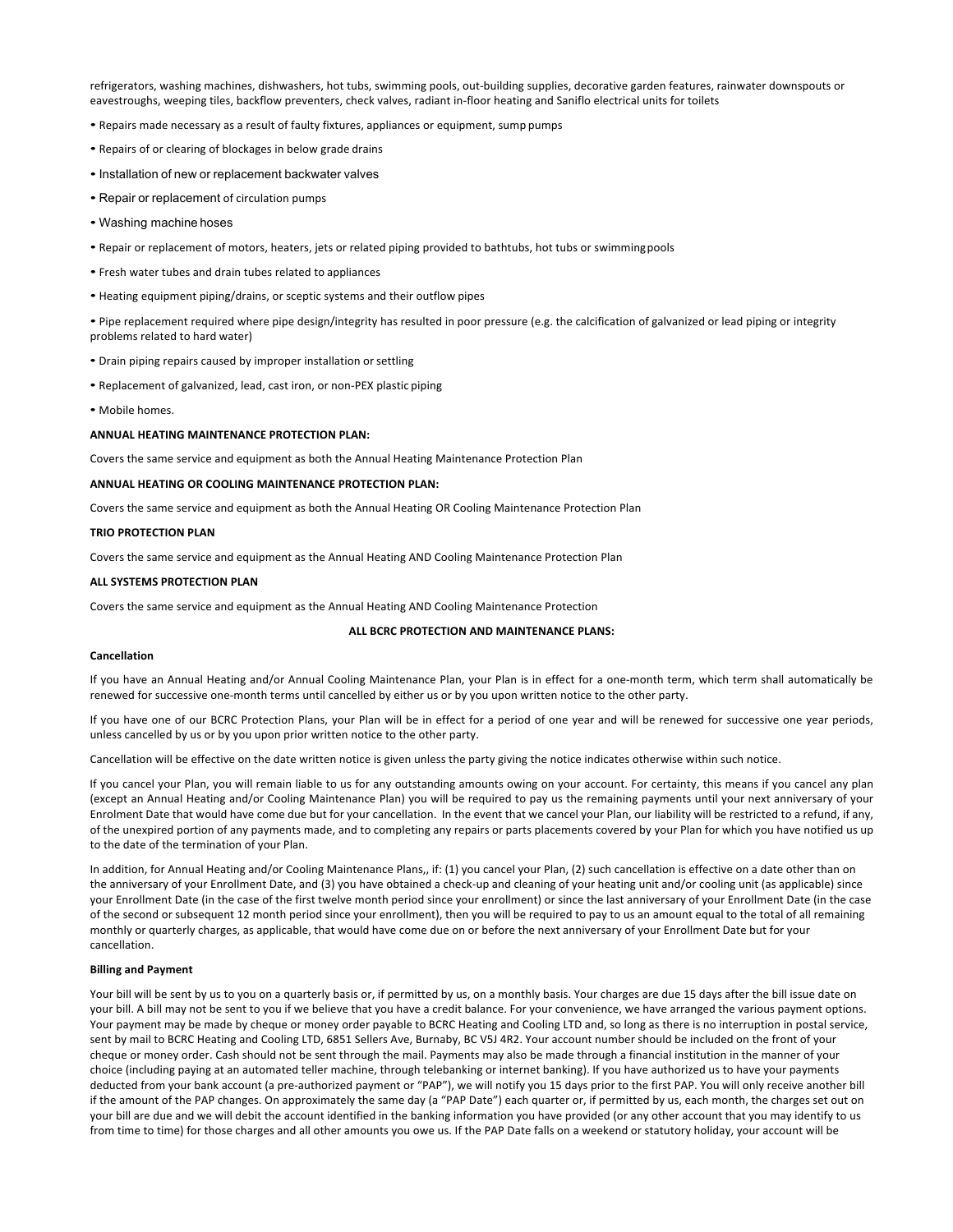refrigerators, washing machines, dishwashers, hot tubs, swimming pools, out-building supplies, decorative garden features, rainwater downspouts or eavestroughs, weeping tiles, backflow preventers, check valves, radiant in-floor heating and Saniflo electrical units for toilets

- Repairs made necessary as a result of faulty fixtures, appliances or equipment, sump pumps
- Repairs of or clearing of blockages in below grade drains
- Installation of new or replacement backwater valves
- Repair or replacement of circulation pumps
- Washing machine hoses
- Repair or replacement of motors, heaters, jets or related piping provided to bathtubs, hot tubs or swimming pools
- Fresh water tubes and drain tubes related to appliances
- Heating equipment piping/drains, or sceptic systems and their outflow pipes
- Pipe replacement required where pipe design/integrity has resulted in poor pressure (e.g. the calcification of galvanized or lead piping or integrity problems related to hard water)
- Drain piping repairs caused by improper installation or settling
- Replacement of galvanized, lead, cast iron, or non-PEX plastic piping
- Mobile homes.

**ANNUAL HEATING MAINTENANCE PROTECTION PLAN:**

Covers the same service and equipment as both the Annual Heating Maintenance Protection Plan

**ANNUAL HEATING OR COOLING MAINTENANCE PROTECTION PLAN:**

Covers the same service and equipment as both the Annual Heating OR Cooling Maintenance Protection Plan

**TRIO PROTECTION PLAN**

Covers the same service and equipment as the Annual Heating AND Cooling Maintenance Protection Plan

**ALL SYSTEMS PROTECTION PLAN**

Covers the same service and equipment as the Annual Heating AND Cooling Maintenance Protection

**ALL BCRC PROTECTION AND MAINTENANCE PLANS:**

**Cancellation**

If you have an Annual Heating and/or Annual Cooling Maintenance Plan, your Plan is in effect for a one-month term, which term shall automatically be renewed for successive one-month terms until cancelled by either us or by you upon written notice to the other party.

If you have one of our BCRC Protection Plans, your Plan will be in effect for a period of one year and will be renewed for successive one year periods, unless cancelled by us or by you upon prior written notice to the other party.

Cancellation will be effective on the date written notice is given unless the party giving the notice indicates otherwise within such notice.

If you cancel your Plan, you will remain liable to us for any outstanding amounts owing on your account. For certainty, this means if you cancel any plan (except an Annual Heating and/or Cooling Maintenance Plan) you will be required to pay us the remaining payments until your next anniversary of your Enrolment Date that would have come due but for your cancellation. In the event that we cancel your Plan, our liability will be restricted to a refund, if any, of the unexpired portion of any payments made, and to completing any repairs or parts placements covered by your Plan for which you have notified us up to the date of the termination of your Plan.

In addition, for Annual Heating and/or Cooling Maintenance Plans,, if: (1) you cancel your Plan, (2) such cancellation is effective on a date other than on the anniversary of your Enrollment Date, and (3) you have obtained a check-up and cleaning of your heating unit and/or cooling unit (as applicable) since your Enrollment Date (in the case of the first twelve month period since your enrollment) or since the last anniversary of your Enrollment Date (in the case of the second or subsequent 12 month period since your enrollment), then you will be required to pay to us an amount equal to the total of all remaining monthly or quarterly charges, as applicable, that would have come due on or before the next anniversary of your Enrollment Date but for your cancellation.

**Billing and Payment**

Your bill will be sent by us to you on a quarterly basis or, if permitted by us, on a monthly basis. Your charges are due 15 days after the bill issue date on your bill. A bill may not be sent to you if we believe that you have a credit balance. For your convenience, we have arranged the various payment options. Your payment may be made by cheque or money order payable to BCRC Heating and Cooling LTD and, so long as there is no interruption in postal service, sent by mail to BCRC Heating and Cooling LTD, 6851 Sellers Ave, Burnaby, BC V5J 4R2. Your account number should be included on the front of your cheque or money order. Cash should not be sent through the mail. Payments may also be made through a financial institution in the manner of your choice (including paying at an automated teller machine, through telebanking or internet banking). If you have authorized us to have your payments deducted from your bank account (a pre-authorized payment or "PAP"), we will notify you 15 days prior to the first PAP. You will only receive another bill if the amount of the PAP changes. On approximately the same day (a "PAP Date") each quarter or, if permitted by us, each month, the charges set out on your bill are due and we will debit the account identified in the banking information you have provided (or any other account that you may identify to us from time to time) for those charges and all other amounts you owe us. If the PAP Date falls on a weekend or statutory holiday, your account will be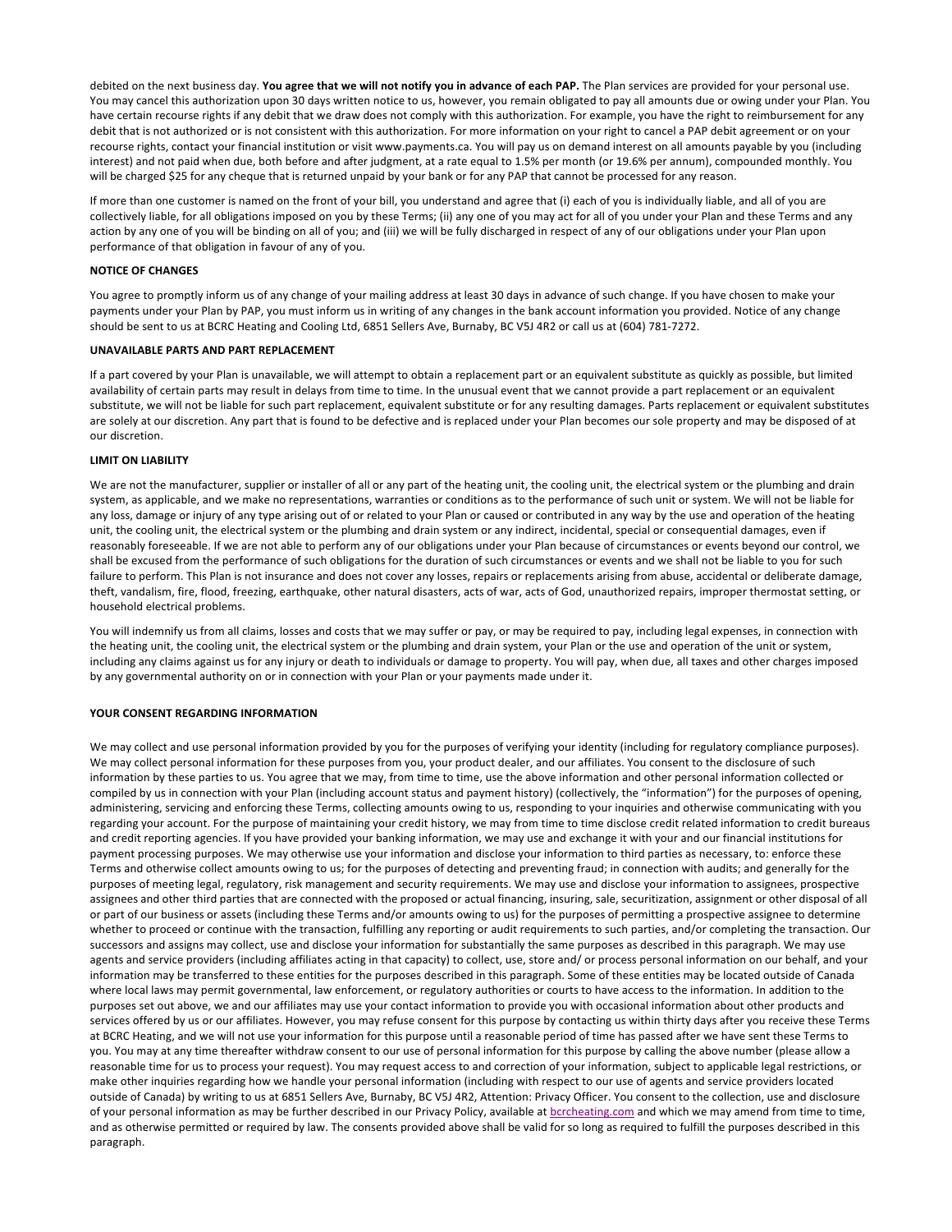debited on the next business day. **You agree that we will not notify you in advance of each PAP.** The Plan services are provided for your personal use. You may cancel this authorization upon 30 days written notice to us, however, you remain obligated to pay all amounts due or owing under your Plan. You have certain recourse rights if any debit that we draw does not comply with this authorization. For example, you have the right to reimbursement for any debit that is not authorized or is not consistent with this authorization. For more information on your right to cancel a PAP debit agreement or on your recourse rights, contact your financial institution or visit www.payments.ca. You will pay us on demand interest on all amounts payable by you (including interest) and not paid when due, both before and after judgment, at a rate equal to 1.5% per month (or 19.6% per annum), compounded monthly. You will be charged $25 for any cheque that is returned unpaid by your bank or for any PAP that cannot be processed for any reason.

If more than one customer is named on the front of your bill, you understand and agree that (i) each of you is individually liable, and all of you are collectively liable, for all obligations imposed on you by these Terms; (ii) any one of you may act for all of you under your Plan and these Terms and any action by any one of you will be binding on all of you; and (iii) we will be fully discharged in respect of any of our obligations under your Plan upon performance of that obligation in favour of any of you.

**NOTICE OF CHANGES**

You agree to promptly inform us of any change of your mailing address at least 30 days in advance of such change. If you have chosen to make your payments under your Plan by PAP, you must inform us in writing of any changes in the bank account information you provided. Notice of any change should be sent to us at BCRC Heating and Cooling Ltd, 6851 Sellers Ave, Burnaby, BC V5J 4R2 or call us at (604) 781-7272.

**UNAVAILABLE PARTS AND PART REPLACEMENT**

If a part covered by your Plan is unavailable, we will attempt to obtain a replacement part or an equivalent substitute as quickly as possible, but limited availability of certain parts may result in delays from time to time. In the unusual event that we cannot provide a part replacement or an equivalent substitute, we will not be liable for such part replacement, equivalent substitute or for any resulting damages. Parts replacement or equivalent substitutes are solely at our discretion. Any part that is found to be defective and is replaced under your Plan becomes our sole property and may be disposed of at our discretion.

**LIMIT ON LIABILITY**

We are not the manufacturer, supplier or installer of all or any part of the heating unit, the cooling unit, the electrical system or the plumbing and drain system, as applicable, and we make no representations, warranties or conditions as to the performance of such unit or system. We will not be liable for any loss, damage or injury of any type arising out of or related to your Plan or caused or contributed in any way by the use and operation of the heating unit, the cooling unit, the electrical system or the plumbing and drain system or any indirect, incidental, special or consequential damages, even if reasonably foreseeable. If we are not able to perform any of our obligations under your Plan because of circumstances or events beyond our control, we shall be excused from the performance of such obligations for the duration of such circumstances or events and we shall not be liable to you for such failure to perform. This Plan is not insurance and does not cover any losses, repairs or replacements arising from abuse, accidental or deliberate damage, theft, vandalism, fire, flood, freezing, earthquake, other natural disasters, acts of war, acts of God, unauthorized repairs, improper thermostat setting, or household electrical problems.

You will indemnify us from all claims, losses and costs that we may suffer or pay, or may be required to pay, including legal expenses, in connection with the heating unit, the cooling unit, the electrical system or the plumbing and drain system, your Plan or the use and operation of the unit or system, including any claims against us for any injury or death to individuals or damage to property. You will pay, when due, all taxes and other charges imposed by any governmental authority on or in connection with your Plan or your payments made under it.

**YOUR CONSENT REGARDING INFORMATION**

We may collect and use personal information provided by you for the purposes of verifying your identity (including for regulatory compliance purposes). We may collect personal information for these purposes from you, your product dealer, and our affiliates. You consent to the disclosure of such information by these parties to us. You agree that we may, from time to time, use the above information and other personal information collected or compiled by us in connection with your Plan (including account status and payment history) (collectively, the "information") for the purposes of opening, administering, servicing and enforcing these Terms, collecting amounts owing to us, responding to your inquiries and otherwise communicating with you regarding your account. For the purpose of maintaining your credit history, we may from time to time disclose credit related information to credit bureaus and credit reporting agencies. If you have provided your banking information, we may use and exchange it with your and our financial institutions for payment processing purposes. We may otherwise use your information and disclose your information to third parties as necessary, to: enforce these Terms and otherwise collect amounts owing to us; for the purposes of detecting and preventing fraud; in connection with audits; and generally for the purposes of meeting legal, regulatory, risk management and security requirements. We may use and disclose your information to assignees, prospective assignees and other third parties that are connected with the proposed or actual financing, insuring, sale, securitization, assignment or other disposal of all or part of our business or assets (including these Terms and/or amounts owing to us) for the purposes of permitting a prospective assignee to determine whether to proceed or continue with the transaction, fulfilling any reporting or audit requirements to such parties, and/or completing the transaction. Our successors and assigns may collect, use and disclose your information for substantially the same purposes as described in this paragraph. We may use agents and service providers (including affiliates acting in that capacity) to collect, use, store and/ or process personal information on our behalf, and your information may be transferred to these entities for the purposes described in this paragraph. Some of these entities may be located outside of Canada where local laws may permit governmental, law enforcement, or regulatory authorities or courts to have access to the information. In addition to the purposes set out above, we and our affiliates may use your contact information to provide you with occasional information about other products and services offered by us or our affiliates. However, you may refuse consent for this purpose by contacting us within thirty days after you receive these Terms at BCRC Heating, and we will not use your information for this purpose until a reasonable period of time has passed after we have sent these Terms to you. You may at any time thereafter withdraw consent to our use of personal information for this purpose by calling the above number (please allow a reasonable time for us to process your request). You may request access to and correction of your information, subject to applicable legal restrictions, or make other inquiries regarding how we handle your personal information (including with respect to our use of agents and service providers located outside of Canada) by writing to us at 6851 Sellers Ave, Burnaby, BC V5J 4R2, Attention: Privacy Officer. You consent to the collection, use and disclosure of your personal information as may be further described in our Privacy Policy, available at bcrcheating.com and which we may amend from time to time, and as otherwise permitted or required by law. The consents provided above shall be valid for so long as required to fulfill the purposes described in this paragraph.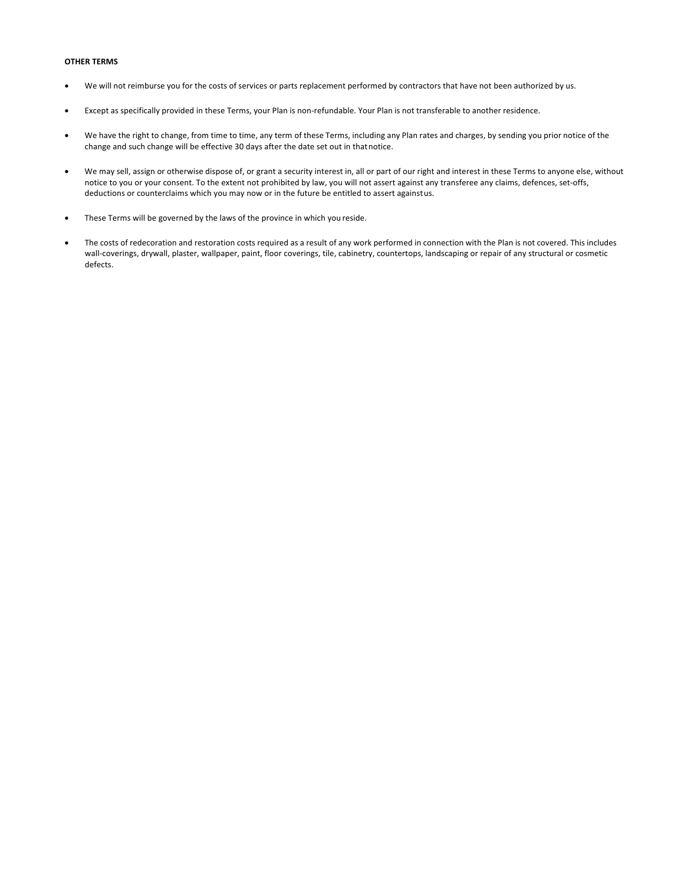**OTHER TERMS**

- We will not reimburse you for the costs of services or parts replacement performed by contractors that have not been authorized by us.

- Except as specifically provided in these Terms, your Plan is non-refundable. Your Plan is not transferable to another residence.

- We have the right to change, from time to time, any term of these Terms, including any Plan rates and charges, by sending you prior notice of the change and such change will be effective 30 days after the date set out in that notice.

- We may sell, assign or otherwise dispose of, or grant a security interest in, all or part of our right and interest in these Terms to anyone else, without notice to you or your consent. To the extent not prohibited by law, you will not assert against any transferee any claims, defences, set-offs, deductions or counterclaims which you may now or in the future be entitled to assert against us.

- These Terms will be governed by the laws of the province in which you reside.

- The costs of redecoration and restoration costs required as a result of any work performed in connection with the Plan is not covered. This includes wall-coverings, drywall, plaster, wallpaper, paint, floor coverings, tile, cabinetry, countertops, landscaping or repair of any structural or cosmetic defects.